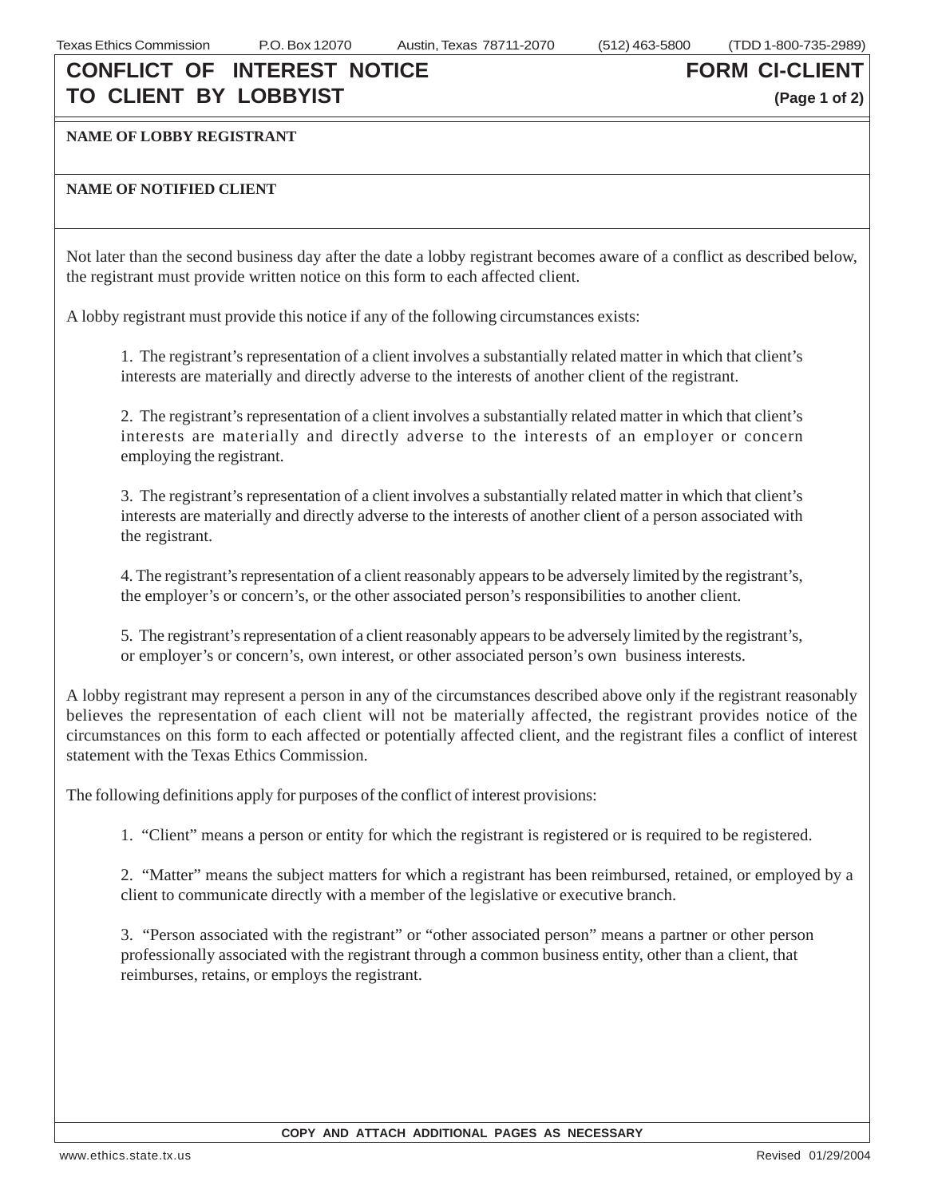# CONFLICT OF INTEREST NOTICE TO CLIENT BY LOBBYIST

**FORM CI-CLIENT**

**NAME OF LOBBY REGISTRANT**

**NAME OF NOTIFIED CLIENT**

Not later than the second business day after the date a lobby registrant becomes aware of a conflict as described below, the registrant must provide written notice on this form to each affected client.

A lobby registrant must provide this notice if any of the following circumstances exists:

1. The registrant's representation of a client involves a substantially related matter in which that client's interests are materially and directly adverse to the interests of another client of the registrant.

2. The registrant's representation of a client involves a substantially related matter in which that client's interests are materially and directly adverse to the interests of an employer or concern employing the registrant.

3. The registrant's representation of a client involves a substantially related matter in which that client's interests are materially and directly adverse to the interests of another client of a person associated with the registrant.

4. The registrant's representation of a client reasonably appears to be adversely limited by the registrant's, the employer's or concern's, or the other associated person's responsibilities to another client.

5. The registrant's representation of a client reasonably appears to be adversely limited by the registrant's, or employer's or concern's, own interest, or other associated person's own business interests.

A lobby registrant may represent a person in any of the circumstances described above only if the registrant reasonably believes the representation of each client will not be materially affected, the registrant provides notice of the circumstances on this form to each affected or potentially affected client, and the registrant files a conflict of interest statement with the Texas Ethics Commission.

The following definitions apply for purposes of the conflict of interest provisions:

1. "Client" means a person or entity for which the registrant is registered or is required to be registered.

2. "Matter" means the subject matters for which a registrant has been reimbursed, retained, or employed by a client to communicate directly with a member of the legislative or executive branch.

3. "Person associated with the registrant" or "other associated person" means a partner or other person professionally associated with the registrant through a common business entity, other than a client, that reimburses, retains, or employs the registrant.

**COPY AND ATTACH ADDITIONAL PAGES AS NECESSARY**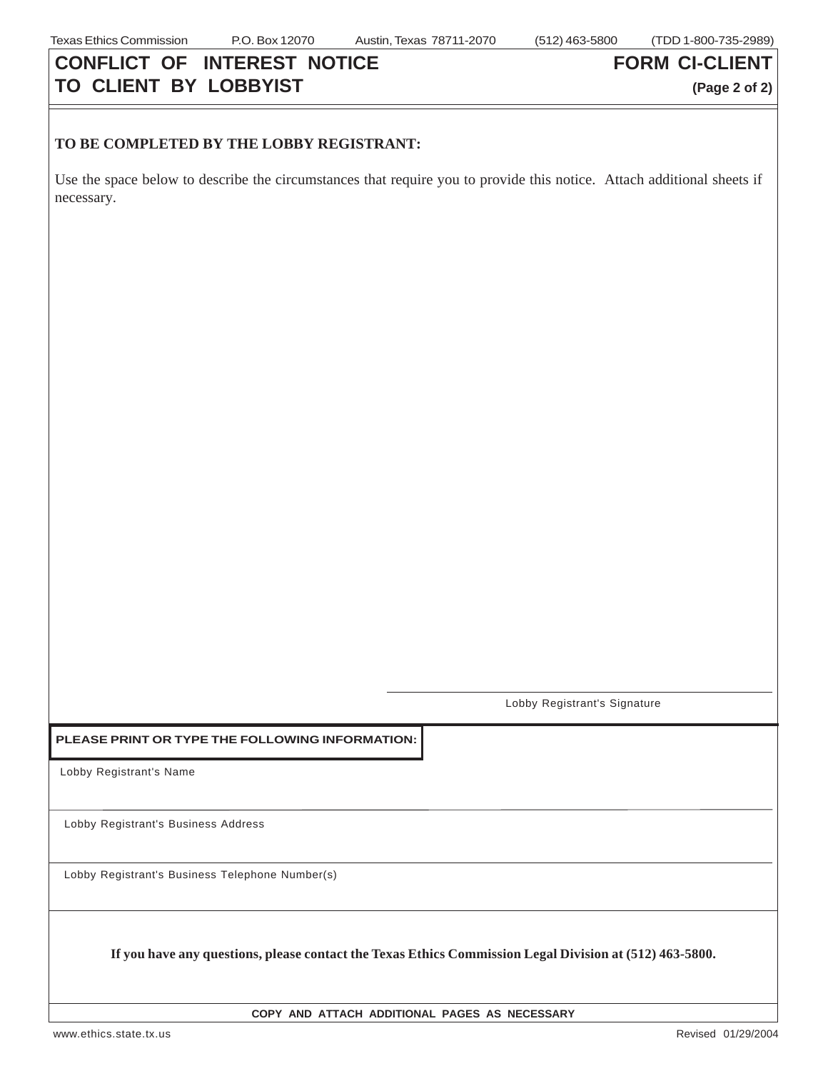# CONFLICT OF INTEREST NOTICE TO CLIENT BY LOBBYIST

**FORM CI-CLIENT**

**(Page 2 of 2)**

**TO BE COMPLETED BY THE LOBBY REGISTRANT:**

Use the space below to describe the circumstances that require you to provide this notice. Attach additional sheets if necessary.

Lobby Registrant's Signature

**PLEASE PRINT OR TYPE THE FOLLOWING INFORMATION:**

Lobby Registrant's Name

Lobby Registrant's Business Address

Lobby Registrant's Business Telephone Number(s)

**If you have any questions, please contact the Texas Ethics Commission Legal Division at (512) 463-5800.**

**COPY AND ATTACH ADDITIONAL PAGES AS NECESSARY**